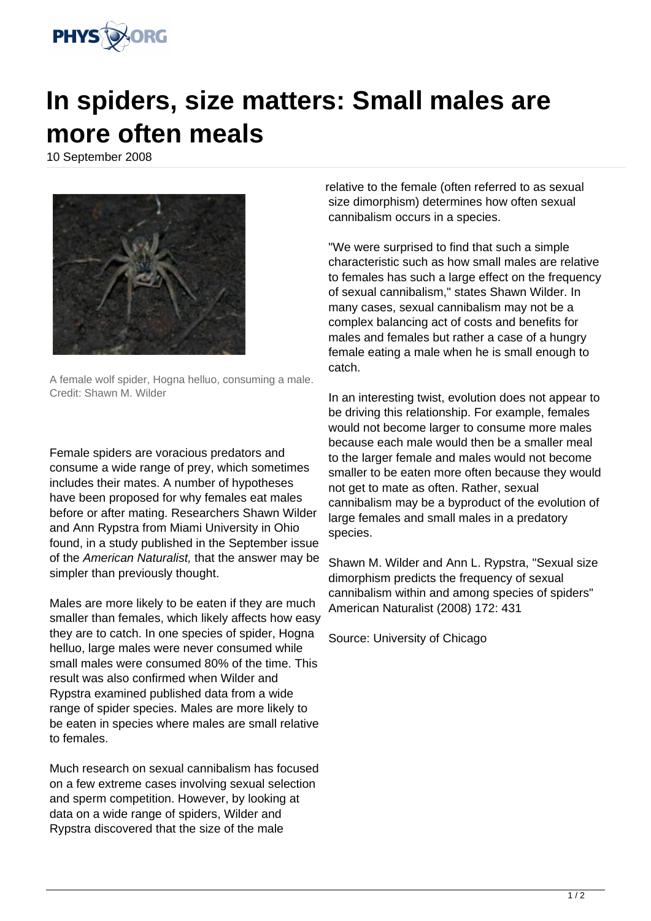# In spiders, size matters: Small males are more often meals

10 September 2008

A female wolf spider, Hogna helluo, consuming a male. Credit: Shawn M. Wilder

Female spiders are voracious predators and consume a wide range of prey, which sometimes includes their mates. A number of hypotheses have been proposed for why females eat males before or after mating. Researchers Shawn Wilder and Ann Rypstra from Miami University in Ohio found, in a study published in the September issue of the *American Naturalist,* that the answer may be simpler than previously thought.

Males are more likely to be eaten if they are much smaller than females, which likely affects how easy they are to catch. In one species of spider, Hogna helluo, large males were never consumed while small males were consumed 80% of the time. This result was also confirmed when Wilder and Rypstra examined published data from a wide range of spider species. Males are more likely to be eaten in species where males are small relative to females.

Much research on sexual cannibalism has focused on a few extreme cases involving sexual selection and sperm competition. However, by looking at data on a wide range of spiders, Wilder and Rypstra discovered that the size of the male relative to the female (often referred to as sexual size dimorphism) determines how often sexual cannibalism occurs in a species.

"We were surprised to find that such a simple characteristic such as how small males are relative to females has such a large effect on the frequency of sexual cannibalism," states Shawn Wilder. In many cases, sexual cannibalism may not be a complex balancing act of costs and benefits for males and females but rather a case of a hungry female eating a male when he is small enough to catch.

In an interesting twist, evolution does not appear to be driving this relationship. For example, females would not become larger to consume more males because each male would then be a smaller meal to the larger female and males would not become smaller to be eaten more often because they would not get to mate as often. Rather, sexual cannibalism may be a byproduct of the evolution of large females and small males in a predatory species.

Shawn M. Wilder and Ann L. Rypstra, "Sexual size dimorphism predicts the frequency of sexual cannibalism within and among species of spiders" American Naturalist (2008) 172: 431

Source: University of Chicago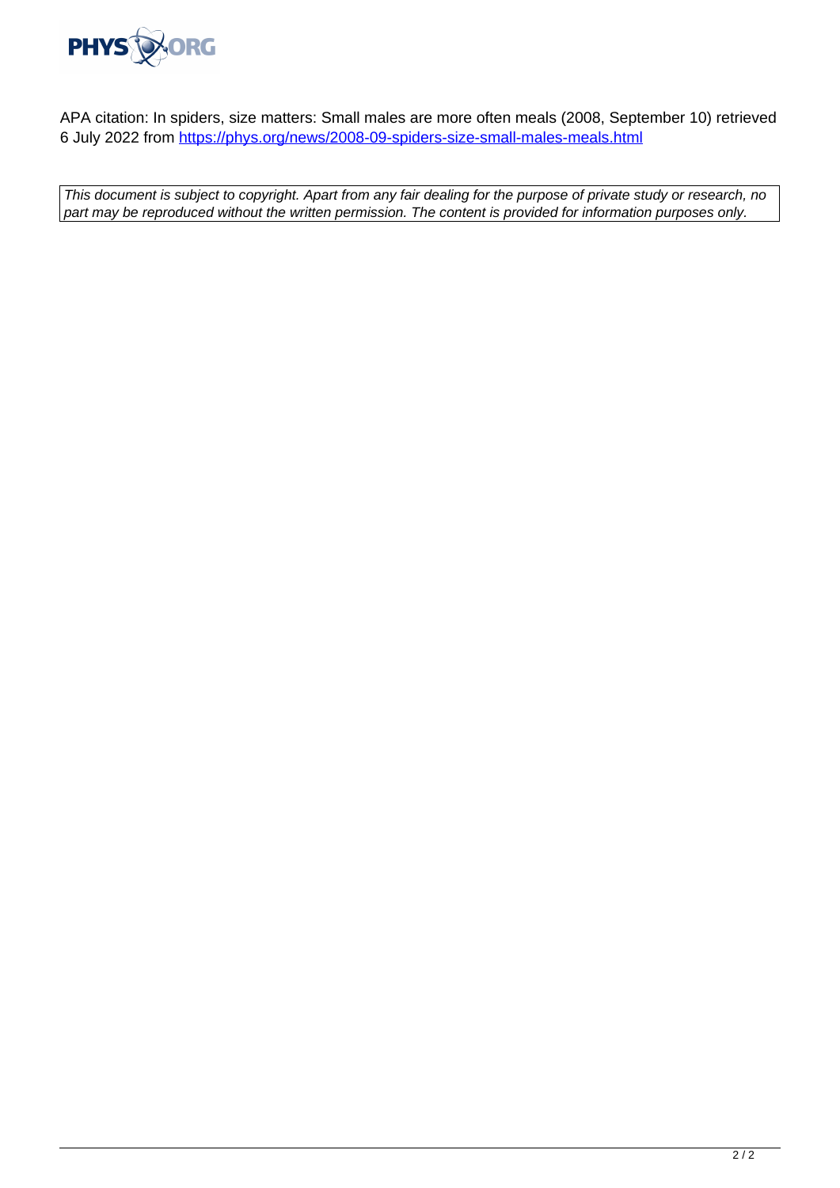APA citation: In spiders, size matters: Small males are more often meals (2008, September 10) retrieved 6 July 2022 from https://phys.org/news/2008-09-spiders-size-small-males-meals.html

*This document is subject to copyright. Apart from any fair dealing for the purpose of private study or research, no part may be reproduced without the written permission. The content is provided for information purposes only.*